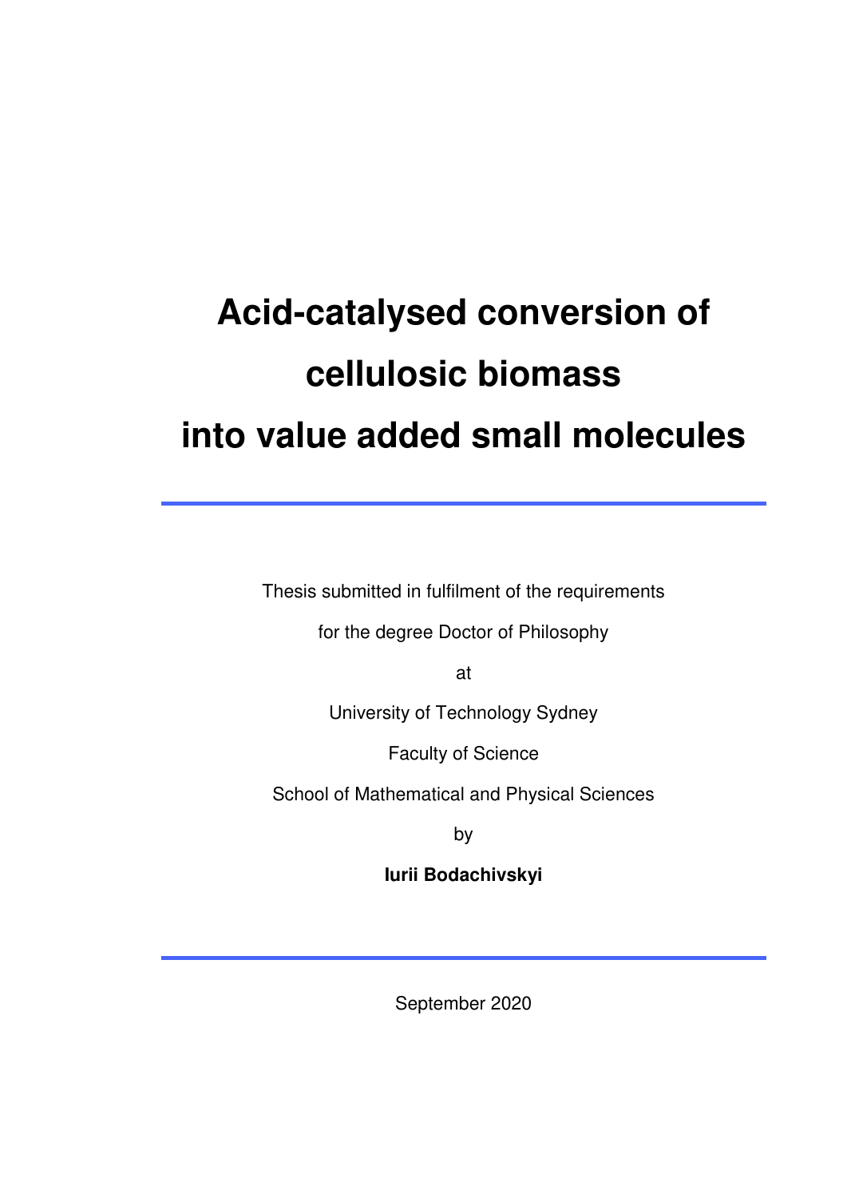# Acid-catalysed conversion of cellulosic biomass into value added small molecules

---

Thesis submitted in fulfilment of the requirements

for the degree Doctor of Philosophy

at

University of Technology Sydney

Faculty of Science

School of Mathematical and Physical Sciences

by

**Iurii Bodachivskyi**

---

September 2020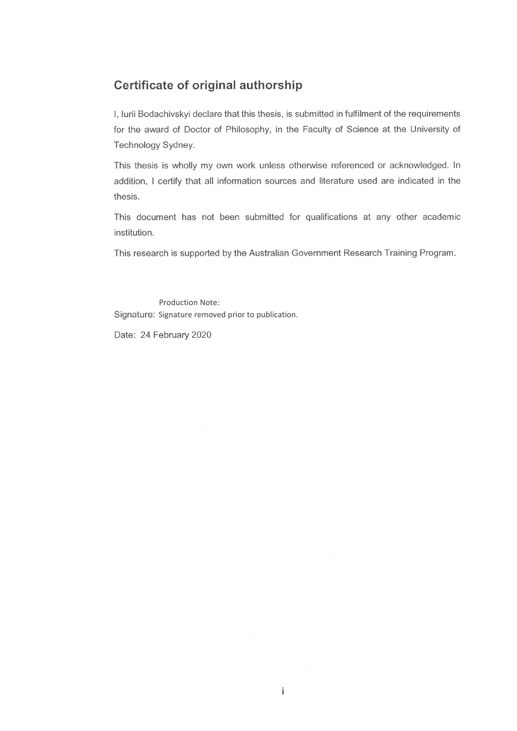## Certificate of original authorship

I, Iurii Bodachivskyi declare that this thesis, is submitted in fulfilment of the requirements for the award of Doctor of Philosophy, in the Faculty of Science at the University of Technology Sydney.

This thesis is wholly my own work unless otherwise referenced or acknowledged. In addition, I certify that all information sources and literature used are indicated in the thesis.

This document has not been submitted for qualifications at any other academic institution.

This research is supported by the Australian Government Research Training Program.

Production Note:
Signature: Signature removed prior to publication.

Date: 24 February 2020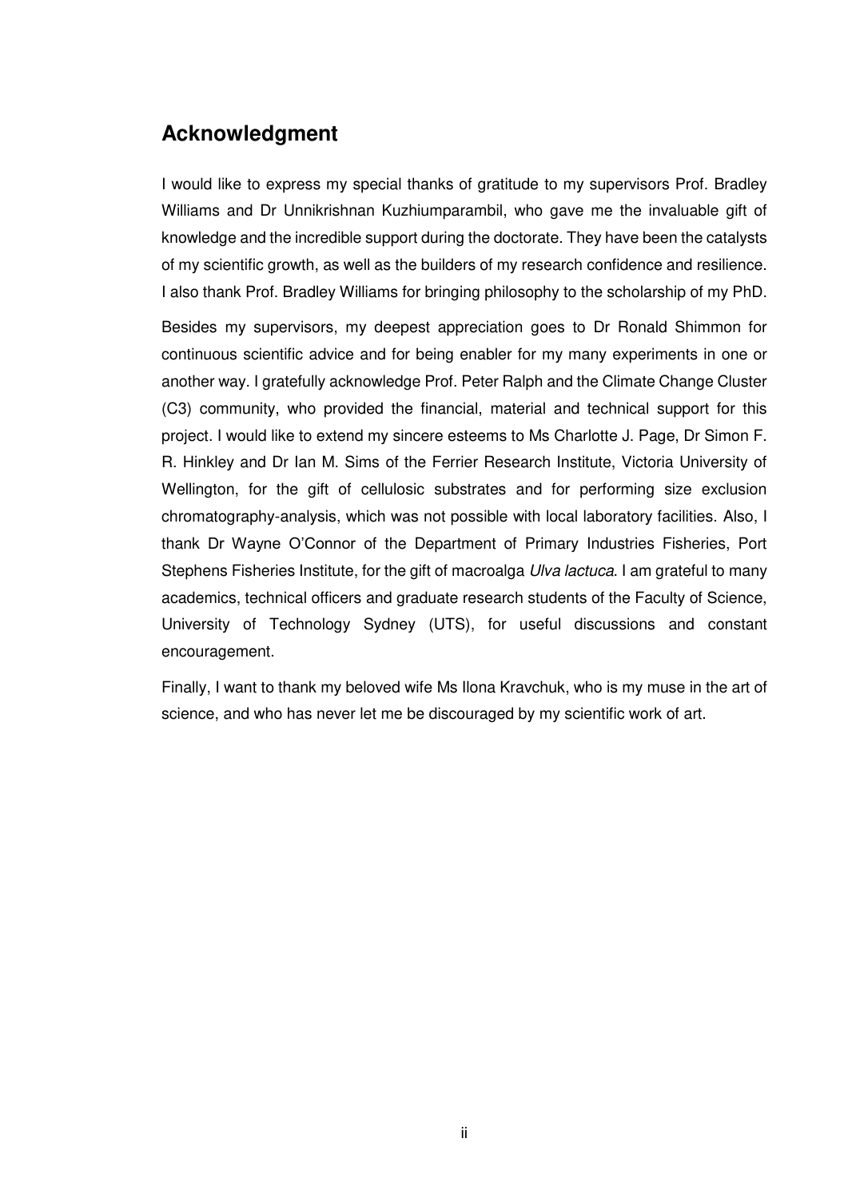## Acknowledgment

I would like to express my special thanks of gratitude to my supervisors Prof. Bradley Williams and Dr Unnikrishnan Kuzhiumparambil, who gave me the invaluable gift of knowledge and the incredible support during the doctorate. They have been the catalysts of my scientific growth, as well as the builders of my research confidence and resilience. I also thank Prof. Bradley Williams for bringing philosophy to the scholarship of my PhD.

Besides my supervisors, my deepest appreciation goes to Dr Ronald Shimmon for continuous scientific advice and for being enabler for my many experiments in one or another way. I gratefully acknowledge Prof. Peter Ralph and the Climate Change Cluster (C3) community, who provided the financial, material and technical support for this project. I would like to extend my sincere esteems to Ms Charlotte J. Page, Dr Simon F. R. Hinkley and Dr Ian M. Sims of the Ferrier Research Institute, Victoria University of Wellington, for the gift of cellulosic substrates and for performing size exclusion chromatography-analysis, which was not possible with local laboratory facilities. Also, I thank Dr Wayne O'Connor of the Department of Primary Industries Fisheries, Port Stephens Fisheries Institute, for the gift of macroalga *Ulva lactuca*. I am grateful to many academics, technical officers and graduate research students of the Faculty of Science, University of Technology Sydney (UTS), for useful discussions and constant encouragement.

Finally, I want to thank my beloved wife Ms Ilona Kravchuk, who is my muse in the art of science, and who has never let me be discouraged by my scientific work of art.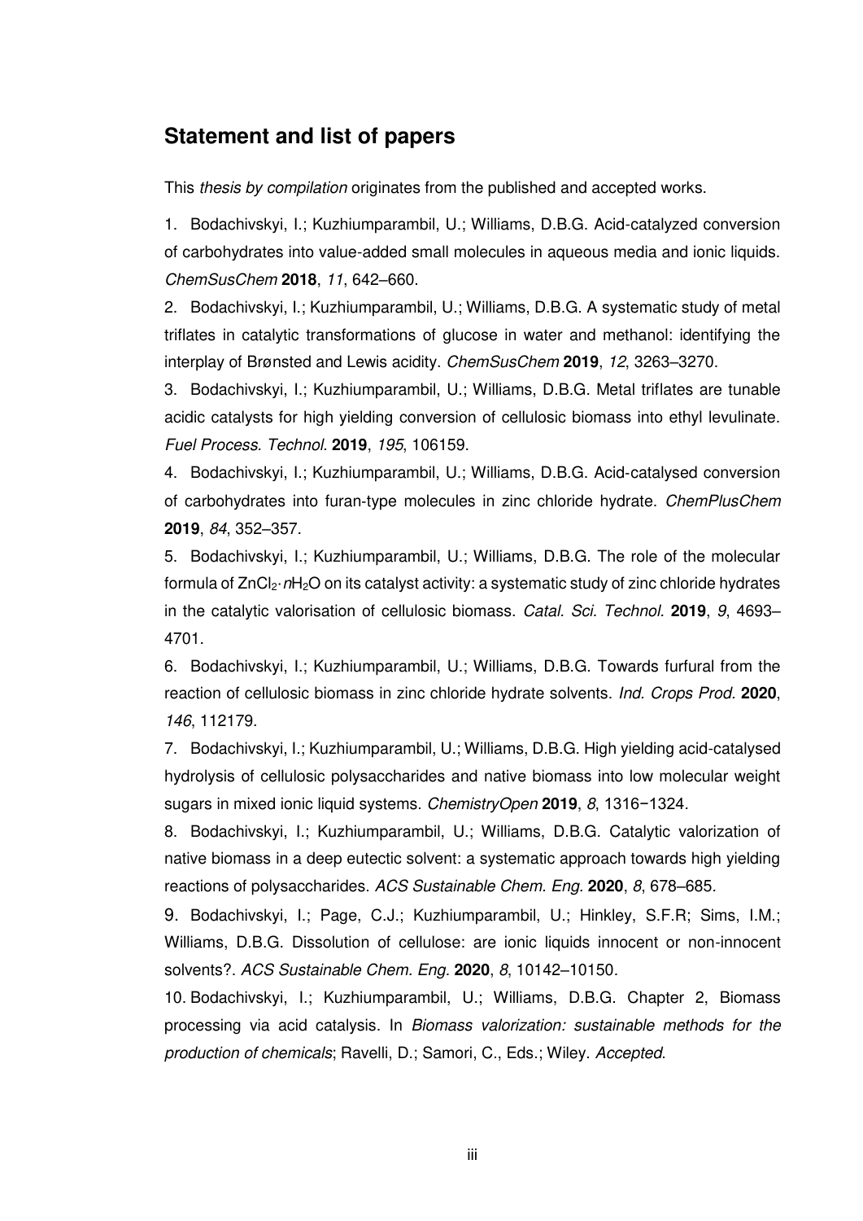## Statement and list of papers

This *thesis by compilation* originates from the published and accepted works.

1. Bodachivskyi, I.; Kuzhiumparambil, U.; Williams, D.B.G. Acid-catalyzed conversion of carbohydrates into value-added small molecules in aqueous media and ionic liquids. *ChemSusChem* **2018**, *11*, 642–660.
2. Bodachivskyi, I.; Kuzhiumparambil, U.; Williams, D.B.G. A systematic study of metal triflates in catalytic transformations of glucose in water and methanol: identifying the interplay of Brønsted and Lewis acidity. *ChemSusChem* **2019**, *12*, 3263–3270.
3. Bodachivskyi, I.; Kuzhiumparambil, U.; Williams, D.B.G. Metal triflates are tunable acidic catalysts for high yielding conversion of cellulosic biomass into ethyl levulinate. *Fuel Process. Technol.* **2019**, *195*, 106159.
4. Bodachivskyi, I.; Kuzhiumparambil, U.; Williams, D.B.G. Acid-catalysed conversion of carbohydrates into furan-type molecules in zinc chloride hydrate. *ChemPlusChem* **2019**, *84*, 352–357.
5. Bodachivskyi, I.; Kuzhiumparambil, U.; Williams, D.B.G. The role of the molecular formula of $ZnCl_2 \cdot nH_2O$ on its catalyst activity: a systematic study of zinc chloride hydrates in the catalytic valorisation of cellulosic biomass. *Catal. Sci. Technol.* **2019**, *9*, 4693–4701.
6. Bodachivskyi, I.; Kuzhiumparambil, U.; Williams, D.B.G. Towards furfural from the reaction of cellulosic biomass in zinc chloride hydrate solvents. *Ind. Crops Prod.* **2020**, *146*, 112179.
7. Bodachivskyi, I.; Kuzhiumparambil, U.; Williams, D.B.G. High yielding acid-catalysed hydrolysis of cellulosic polysaccharides and native biomass into low molecular weight sugars in mixed ionic liquid systems. *ChemistryOpen* **2019**, *8*, 1316−1324.
8. Bodachivskyi, I.; Kuzhiumparambil, U.; Williams, D.B.G. Catalytic valorization of native biomass in a deep eutectic solvent: a systematic approach towards high yielding reactions of polysaccharides. *ACS Sustainable Chem. Eng.* **2020**, *8*, 678–685.
9. Bodachivskyi, I.; Page, C.J.; Kuzhiumparambil, U.; Hinkley, S.F.R; Sims, I.M.; Williams, D.B.G. Dissolution of cellulose: are ionic liquids innocent or non-innocent solvents?. *ACS Sustainable Chem. Eng.* **2020**, *8*, 10142–10150.
10. Bodachivskyi, I.; Kuzhiumparambil, U.; Williams, D.B.G. Chapter 2, Biomass processing via acid catalysis. In *Biomass valorization: sustainable methods for the production of chemicals*; Ravelli, D.; Samori, C., Eds.; Wiley. *Accepted*.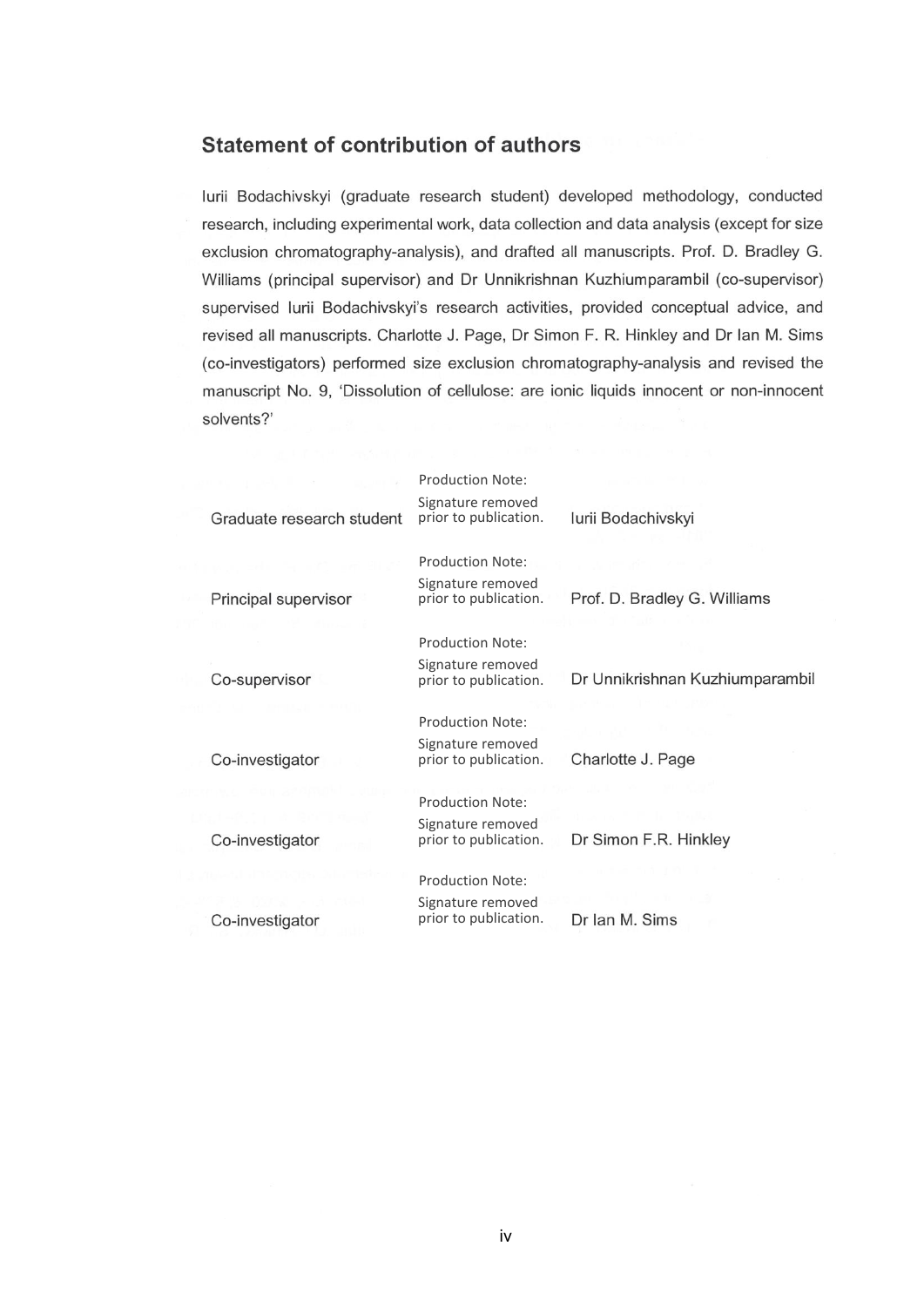## Statement of contribution of authors

Iurii Bodachivskyi (graduate research student) developed methodology, conducted research, including experimental work, data collection and data analysis (except for size exclusion chromatography-analysis), and drafted all manuscripts. Prof. D. Bradley G. Williams (principal supervisor) and Dr Unnikrishnan Kuzhiumparambil (co-supervisor) supervised Iurii Bodachivskyi's research activities, provided conceptual advice, and revised all manuscripts. Charlotte J. Page, Dr Simon F. R. Hinkley and Dr Ian M. Sims (co-investigators) performed size exclusion chromatography-analysis and revised the manuscript No. 9, 'Dissolution of cellulose: are ionic liquids innocent or non-innocent solvents?'

| | | |
|---|---|---|
| Graduate research student | Production Note: Signature removed prior to publication. | Iurii Bodachivskyi |
| Principal supervisor | Production Note: Signature removed prior to publication. | Prof. D. Bradley G. Williams |
| Co-supervisor | Production Note: Signature removed prior to publication. | Dr Unnikrishnan Kuzhiumparambil |
| Co-investigator | Production Note: Signature removed prior to publication. | Charlotte J. Page |
| Co-investigator | Production Note: Signature removed prior to publication. | Dr Simon F.R. Hinkley |
| Co-investigator | Production Note: Signature removed prior to publication. | Dr Ian M. Sims |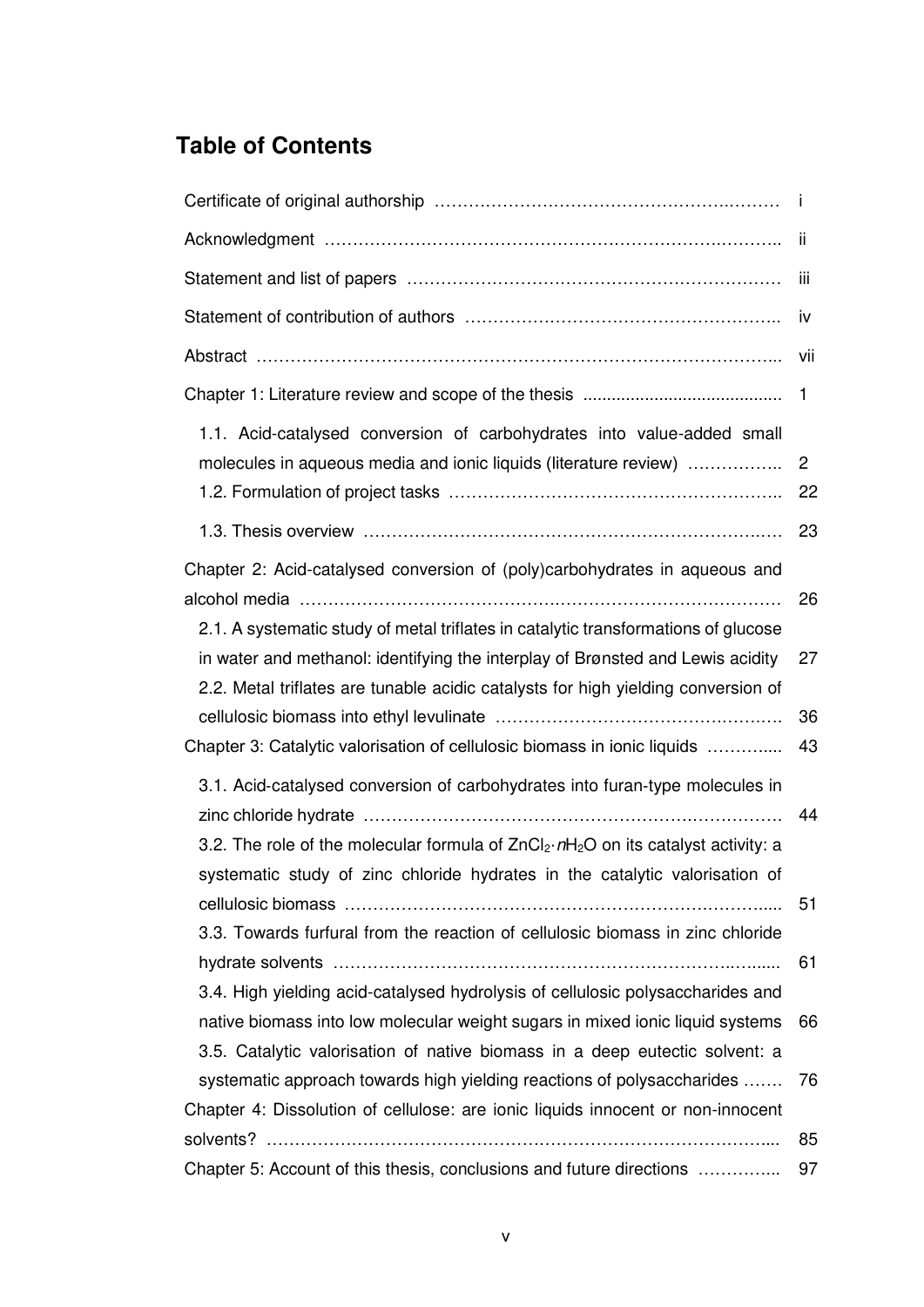# Table of Contents

| | |
|---|---|
| Certificate of original authorship | i |
| Acknowledgment | ii |
| Statement and list of papers | iii |
| Statement of contribution of authors | iv |
| Abstract | vii |
| Chapter 1: Literature review and scope of the thesis | 1 |
| 1.1. Acid-catalysed conversion of carbohydrates into value-added small molecules in aqueous media and ionic liquids (literature review) | 2 |
| 1.2. Formulation of project tasks | 22 |
| 1.3. Thesis overview | 23 |
| Chapter 2: Acid-catalysed conversion of (poly)carbohydrates in aqueous and alcohol media | 26 |
| 2.1. A systematic study of metal triflates in catalytic transformations of glucose in water and methanol: identifying the interplay of Brønsted and Lewis acidity | 27 |
| 2.2. Metal triflates are tunable acidic catalysts for high yielding conversion of cellulosic biomass into ethyl levulinate | 36 |
| Chapter 3: Catalytic valorisation of cellulosic biomass in ionic liquids | 43 |
| 3.1. Acid-catalysed conversion of carbohydrates into furan-type molecules in zinc chloride hydrate | 44 |
| 3.2. The role of the molecular formula of $ZnCl_2 \cdot nH_2O$ on its catalyst activity: a systematic study of zinc chloride hydrates in the catalytic valorisation of cellulosic biomass | 51 |
| 3.3. Towards furfural from the reaction of cellulosic biomass in zinc chloride hydrate solvents | 61 |
| 3.4. High yielding acid-catalysed hydrolysis of cellulosic polysaccharides and native biomass into low molecular weight sugars in mixed ionic liquid systems | 66 |
| 3.5. Catalytic valorisation of native biomass in a deep eutectic solvent: a systematic approach towards high yielding reactions of polysaccharides | 76 |
| Chapter 4: Dissolution of cellulose: are ionic liquids innocent or non-innocent solvents? | 85 |
| Chapter 5: Account of this thesis, conclusions and future directions | 97 |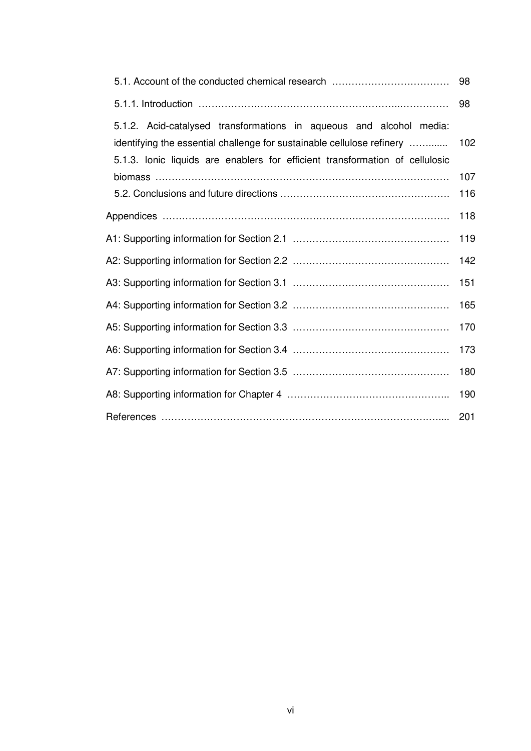5.1. Account of the conducted chemical research ………………………………. 98

5.1.1. Introduction ……………………………………………………..…………… 98

5.1.2. Acid-catalysed transformations in aqueous and alcohol media: identifying the essential challenge for sustainable cellulose refinery ……...... 102

5.1.3. Ionic liquids are enablers for efficient transformation of cellulosic biomass ………………………………………………………………………………. 107

5.2. Conclusions and future directions ……………………………………………. 116

Appendices …………………………………………………………………………. 118

A1: Supporting information for Section 2.1 ………………………………………… 119

A2: Supporting information for Section 2.2 ………………………………………… 142

A3: Supporting information for Section 3.1 ………………………………………… 151

A4: Supporting information for Section 3.2 ………………………………………… 165

A5: Supporting information for Section 3.3 ………………………………………… 170

A6: Supporting information for Section 3.4 ………………………………………… 173

A7: Supporting information for Section 3.5 ………………………………………… 180

A8: Supporting information for Chapter 4 ………………………………………….. 190

References …………………………………………………………………….…... 201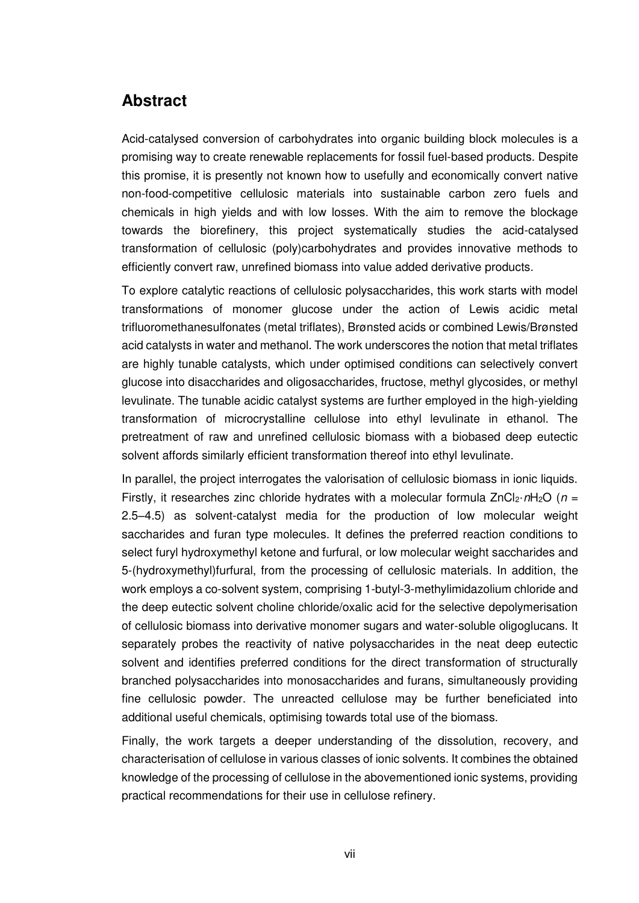# Abstract

Acid-catalysed conversion of carbohydrates into organic building block molecules is a promising way to create renewable replacements for fossil fuel-based products. Despite this promise, it is presently not known how to usefully and economically convert native non-food-competitive cellulosic materials into sustainable carbon zero fuels and chemicals in high yields and with low losses. With the aim to remove the blockage towards the biorefinery, this project systematically studies the acid-catalysed transformation of cellulosic (poly)carbohydrates and provides innovative methods to efficiently convert raw, unrefined biomass into value added derivative products.

To explore catalytic reactions of cellulosic polysaccharides, this work starts with model transformations of monomer glucose under the action of Lewis acidic metal trifluoromethanesulfonates (metal triflates), Brønsted acids or combined Lewis/Brønsted acid catalysts in water and methanol. The work underscores the notion that metal triflates are highly tunable catalysts, which under optimised conditions can selectively convert glucose into disaccharides and oligosaccharides, fructose, methyl glycosides, or methyl levulinate. The tunable acidic catalyst systems are further employed in the high-yielding transformation of microcrystalline cellulose into ethyl levulinate in ethanol. The pretreatment of raw and unrefined cellulosic biomass with a biobased deep eutectic solvent affords similarly efficient transformation thereof into ethyl levulinate.

In parallel, the project interrogates the valorisation of cellulosic biomass in ionic liquids. Firstly, it researches zinc chloride hydrates with a molecular formula $ZnCl_2 \cdot nH_2O$ ($n$ = 2.5–4.5) as solvent-catalyst media for the production of low molecular weight saccharides and furan type molecules. It defines the preferred reaction conditions to select furyl hydroxymethyl ketone and furfural, or low molecular weight saccharides and 5-(hydroxymethyl)furfural, from the processing of cellulosic materials. In addition, the work employs a co-solvent system, comprising 1-butyl-3-methylimidazolium chloride and the deep eutectic solvent choline chloride/oxalic acid for the selective depolymerisation of cellulosic biomass into derivative monomer sugars and water-soluble oligoglucans. It separately probes the reactivity of native polysaccharides in the neat deep eutectic solvent and identifies preferred conditions for the direct transformation of structurally branched polysaccharides into monosaccharides and furans, simultaneously providing fine cellulosic powder. The unreacted cellulose may be further beneficiated into additional useful chemicals, optimising towards total use of the biomass.

Finally, the work targets a deeper understanding of the dissolution, recovery, and characterisation of cellulose in various classes of ionic solvents. It combines the obtained knowledge of the processing of cellulose in the abovementioned ionic systems, providing practical recommendations for their use in cellulose refinery.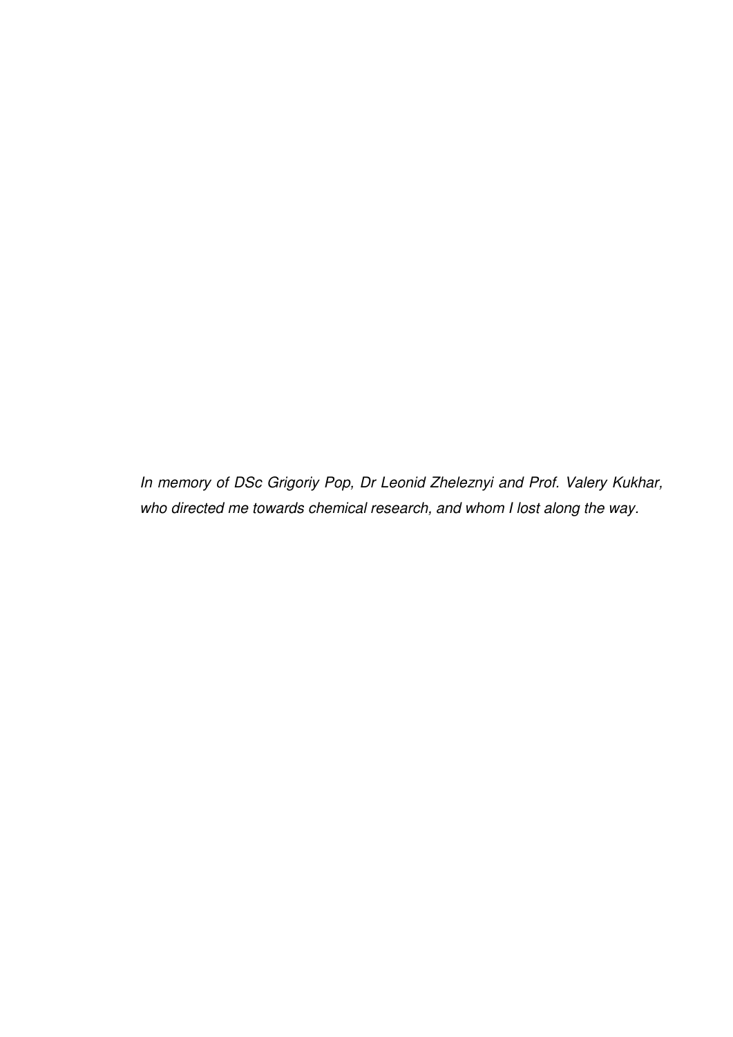*In memory of DSc Grigoriy Pop, Dr Leonid Zheleznyi and Prof. Valery Kukhar, who directed me towards chemical research, and whom I lost along the way.*